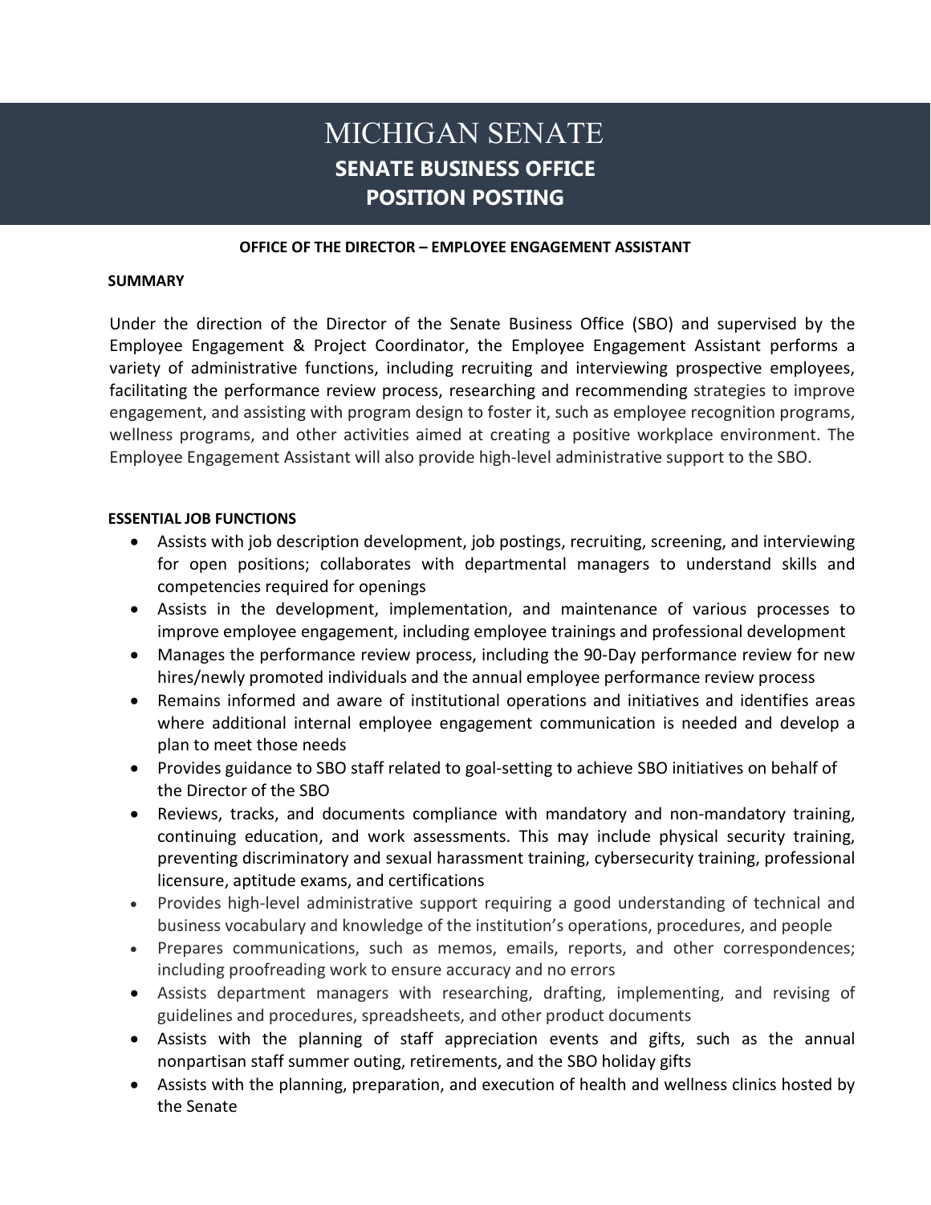# MICHIGAN SENATE

## SENATE BUSINESS OFFICE

## POSITION POSTING

**OFFICE OF THE DIRECTOR – EMPLOYEE ENGAGEMENT ASSISTANT**

**SUMMARY**

Under the direction of the Director of the Senate Business Office (SBO) and supervised by the Employee Engagement & Project Coordinator, the Employee Engagement Assistant performs a variety of administrative functions, including recruiting and interviewing prospective employees, facilitating the performance review process, researching and recommending strategies to improve engagement, and assisting with program design to foster it, such as employee recognition programs, wellness programs, and other activities aimed at creating a positive workplace environment. The Employee Engagement Assistant will also provide high-level administrative support to the SBO.

**ESSENTIAL JOB FUNCTIONS**

- Assists with job description development, job postings, recruiting, screening, and interviewing for open positions; collaborates with departmental managers to understand skills and competencies required for openings
- Assists in the development, implementation, and maintenance of various processes to improve employee engagement, including employee trainings and professional development
- Manages the performance review process, including the 90-Day performance review for new hires/newly promoted individuals and the annual employee performance review process
- Remains informed and aware of institutional operations and initiatives and identifies areas where additional internal employee engagement communication is needed and develop a plan to meet those needs
- Provides guidance to SBO staff related to goal-setting to achieve SBO initiatives on behalf of the Director of the SBO
- Reviews, tracks, and documents compliance with mandatory and non-mandatory training, continuing education, and work assessments. This may include physical security training, preventing discriminatory and sexual harassment training, cybersecurity training, professional licensure, aptitude exams, and certifications
- Provides high-level administrative support requiring a good understanding of technical and business vocabulary and knowledge of the institution's operations, procedures, and people
- Prepares communications, such as memos, emails, reports, and other correspondences; including proofreading work to ensure accuracy and no errors
- Assists department managers with researching, drafting, implementing, and revising of guidelines and procedures, spreadsheets, and other product documents
- Assists with the planning of staff appreciation events and gifts, such as the annual nonpartisan staff summer outing, retirements, and the SBO holiday gifts
- Assists with the planning, preparation, and execution of health and wellness clinics hosted by the Senate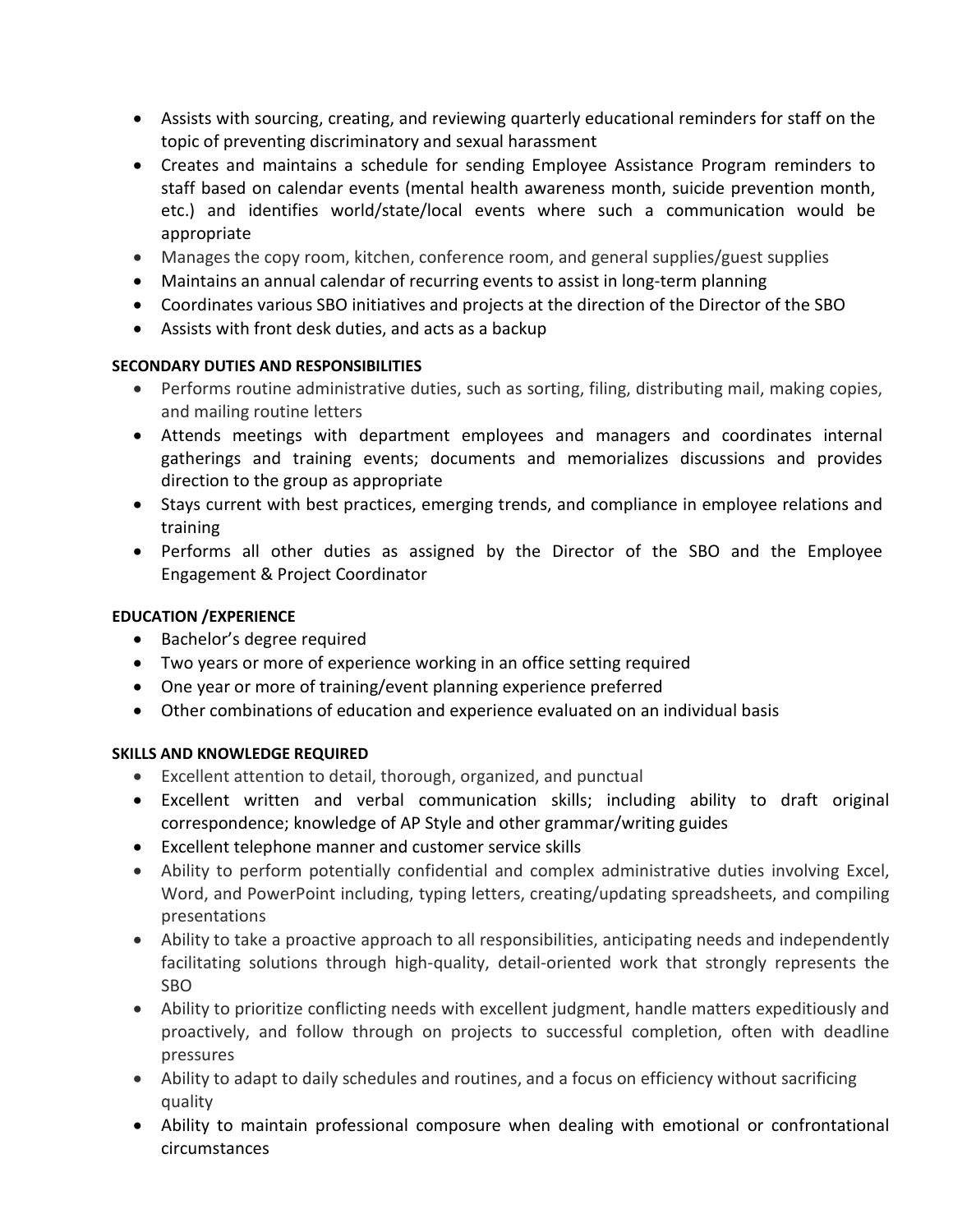- Assists with sourcing, creating, and reviewing quarterly educational reminders for staff on the topic of preventing discriminatory and sexual harassment
- Creates and maintains a schedule for sending Employee Assistance Program reminders to staff based on calendar events (mental health awareness month, suicide prevention month, etc.) and identifies world/state/local events where such a communication would be appropriate
- Manages the copy room, kitchen, conference room, and general supplies/guest supplies
- Maintains an annual calendar of recurring events to assist in long-term planning
- Coordinates various SBO initiatives and projects at the direction of the Director of the SBO
- Assists with front desk duties, and acts as a backup

**SECONDARY DUTIES AND RESPONSIBILITIES**

- Performs routine administrative duties, such as sorting, filing, distributing mail, making copies, and mailing routine letters
- Attends meetings with department employees and managers and coordinates internal gatherings and training events; documents and memorializes discussions and provides direction to the group as appropriate
- Stays current with best practices, emerging trends, and compliance in employee relations and training
- Performs all other duties as assigned by the Director of the SBO and the Employee Engagement & Project Coordinator

**EDUCATION /EXPERIENCE**

- Bachelor's degree required
- Two years or more of experience working in an office setting required
- One year or more of training/event planning experience preferred
- Other combinations of education and experience evaluated on an individual basis

**SKILLS AND KNOWLEDGE REQUIRED**

- Excellent attention to detail, thorough, organized, and punctual
- Excellent written and verbal communication skills; including ability to draft original correspondence; knowledge of AP Style and other grammar/writing guides
- Excellent telephone manner and customer service skills
- Ability to perform potentially confidential and complex administrative duties involving Excel, Word, and PowerPoint including, typing letters, creating/updating spreadsheets, and compiling presentations
- Ability to take a proactive approach to all responsibilities, anticipating needs and independently facilitating solutions through high-quality, detail-oriented work that strongly represents the SBO
- Ability to prioritize conflicting needs with excellent judgment, handle matters expeditiously and proactively, and follow through on projects to successful completion, often with deadline pressures
- Ability to adapt to daily schedules and routines, and a focus on efficiency without sacrificing quality
- Ability to maintain professional composure when dealing with emotional or confrontational circumstances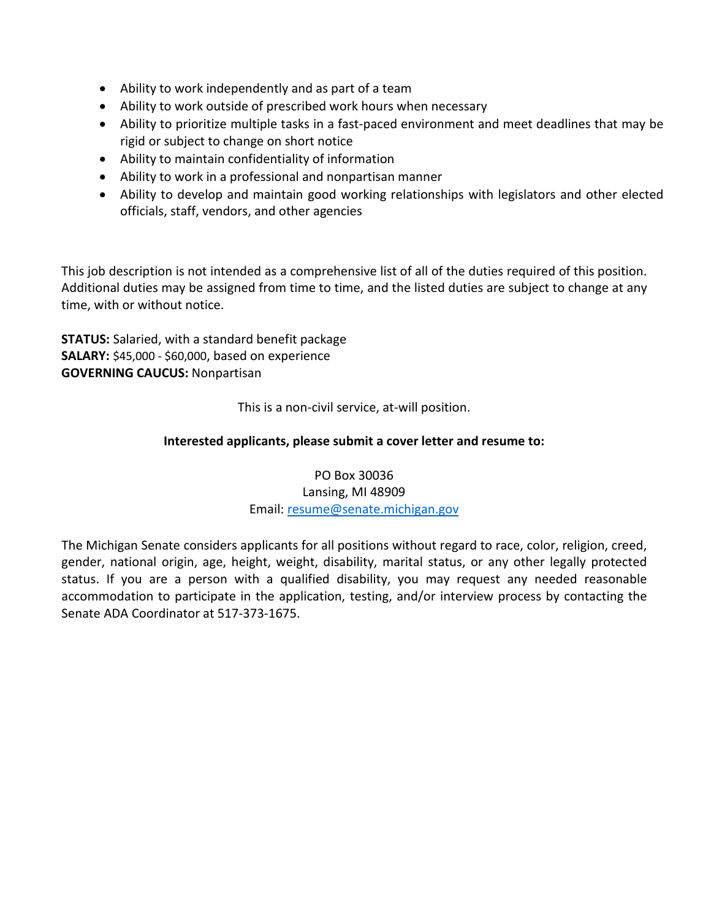- Ability to work independently and as part of a team
- Ability to work outside of prescribed work hours when necessary
- Ability to prioritize multiple tasks in a fast-paced environment and meet deadlines that may be rigid or subject to change on short notice
- Ability to maintain confidentiality of information
- Ability to work in a professional and nonpartisan manner
- Ability to develop and maintain good working relationships with legislators and other elected officials, staff, vendors, and other agencies

This job description is not intended as a comprehensive list of all of the duties required of this position. Additional duties may be assigned from time to time, and the listed duties are subject to change at any time, with or without notice.

**STATUS:** Salaried, with a standard benefit package
**SALARY:** $45,000 - $60,000, based on experience
**GOVERNING CAUCUS:** Nonpartisan

This is a non-civil service, at-will position.

**Interested applicants, please submit a cover letter and resume to:**

PO Box 30036
Lansing, MI 48909
Email: resume@senate.michigan.gov

The Michigan Senate considers applicants for all positions without regard to race, color, religion, creed, gender, national origin, age, height, weight, disability, marital status, or any other legally protected status. If you are a person with a qualified disability, you may request any needed reasonable accommodation to participate in the application, testing, and/or interview process by contacting the Senate ADA Coordinator at 517-373-1675.